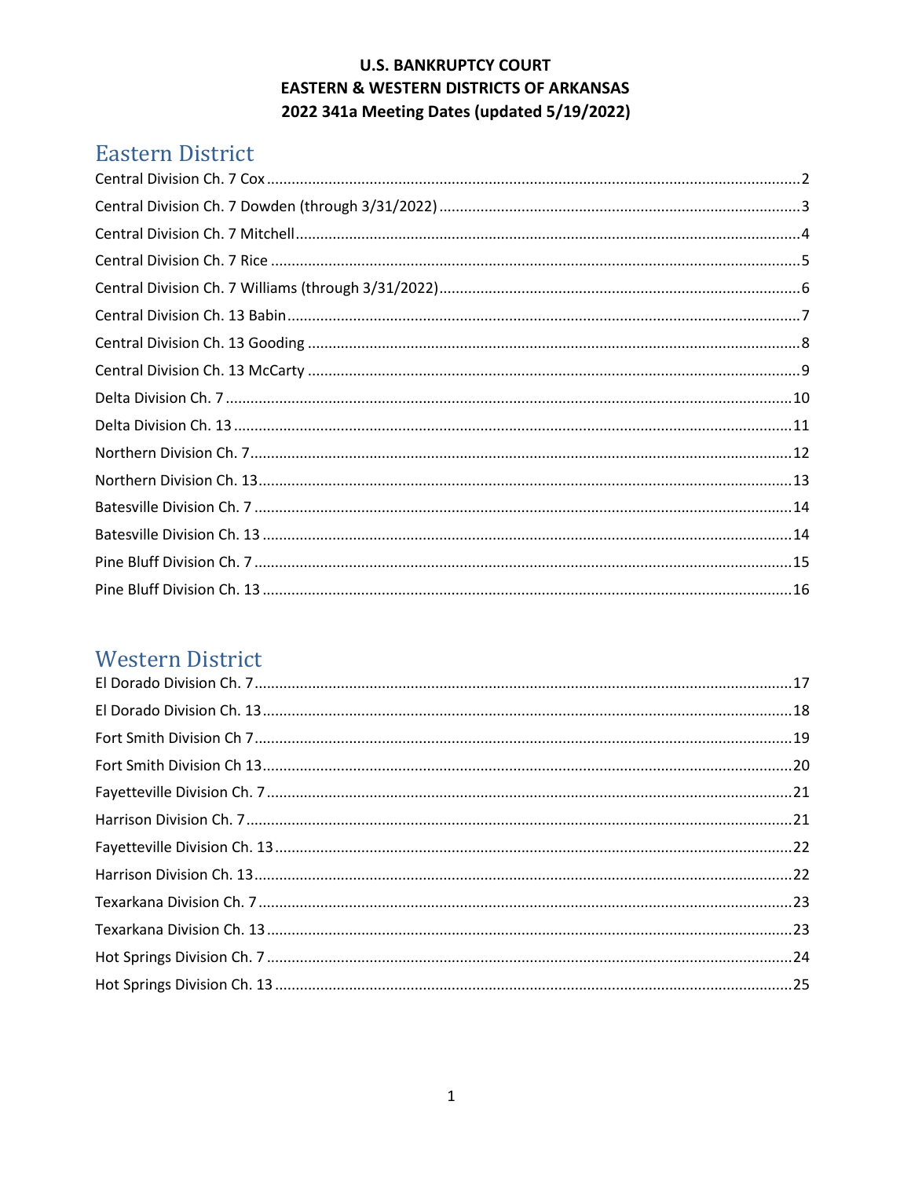**U.S. BANKRUPTCY COURT**
**EASTERN & WESTERN DISTRICTS OF ARKANSAS**
**2022 341a Meeting Dates (updated 5/19/2022)**

# Eastern District

Central Division Ch. 7 Cox ........ 2
Central Division Ch. 7 Dowden (through 3/31/2022) ........ 3
Central Division Ch. 7 Mitchell ........ 4
Central Division Ch. 7 Rice ........ 5
Central Division Ch. 7 Williams (through 3/31/2022) ........ 6
Central Division Ch. 13 Babin ........ 7
Central Division Ch. 13 Gooding ........ 8
Central Division Ch. 13 McCarty ........ 9
Delta Division Ch. 7 ........ 10
Delta Division Ch. 13 ........ 11
Northern Division Ch. 7 ........ 12
Northern Division Ch. 13 ........ 13
Batesville Division Ch. 7 ........ 14
Batesville Division Ch. 13 ........ 14
Pine Bluff Division Ch. 7 ........ 15
Pine Bluff Division Ch. 13 ........ 16

# Western District

El Dorado Division Ch. 7 ........ 17
El Dorado Division Ch. 13 ........ 18
Fort Smith Division Ch 7 ........ 19
Fort Smith Division Ch 13 ........ 20
Fayetteville Division Ch. 7 ........ 21
Harrison Division Ch. 7 ........ 21
Fayetteville Division Ch. 13 ........ 22
Harrison Division Ch. 13 ........ 22
Texarkana Division Ch. 7 ........ 23
Texarkana Division Ch. 13 ........ 23
Hot Springs Division Ch. 7 ........ 24
Hot Springs Division Ch. 13 ........ 25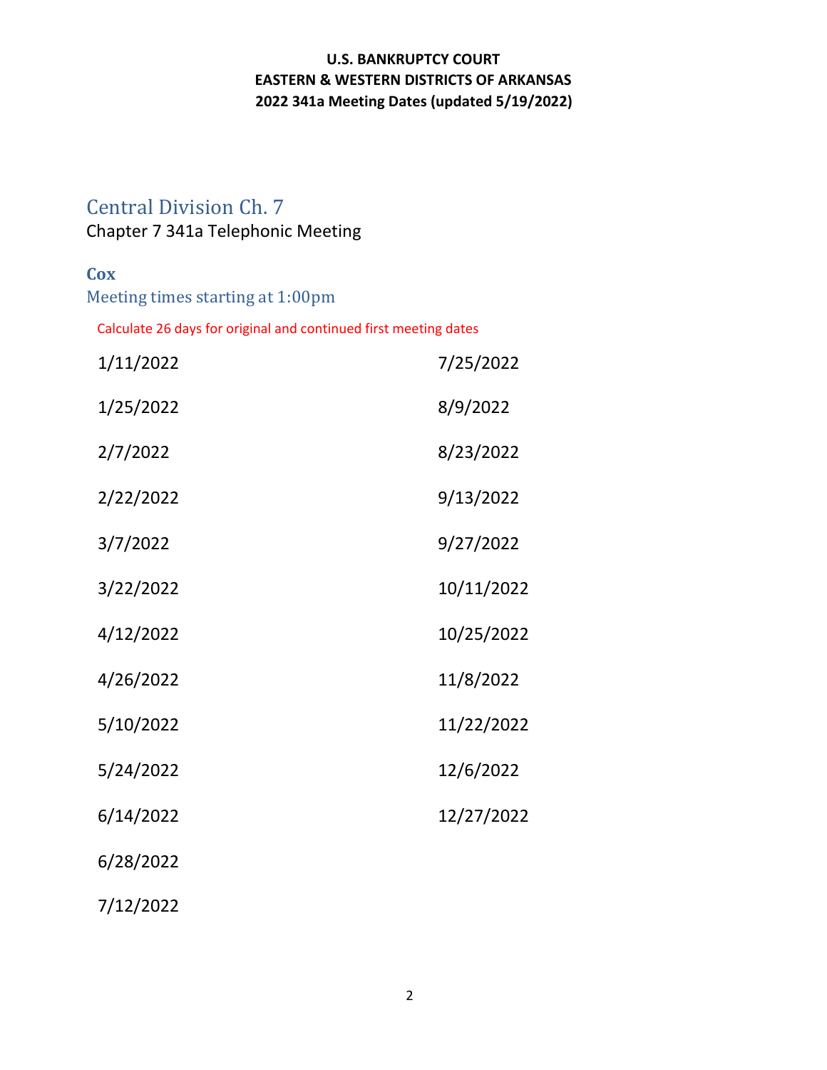**U.S. BANKRUPTCY COURT**
**EASTERN & WESTERN DISTRICTS OF ARKANSAS**
**2022 341a Meeting Dates (updated 5/19/2022)**

# Central Division Ch. 7

Chapter 7 341a Telephonic Meeting

## Cox

### Meeting times starting at 1:00pm

Calculate 26 days for original and continued first meeting dates

1/11/2022

1/25/2022

2/7/2022

2/22/2022

3/7/2022

3/22/2022

4/12/2022

4/26/2022

5/10/2022

5/24/2022

6/14/2022

6/28/2022

7/12/2022

7/25/2022

8/9/2022

8/23/2022

9/13/2022

9/27/2022

10/11/2022

10/25/2022

11/8/2022

11/22/2022

12/6/2022

12/27/2022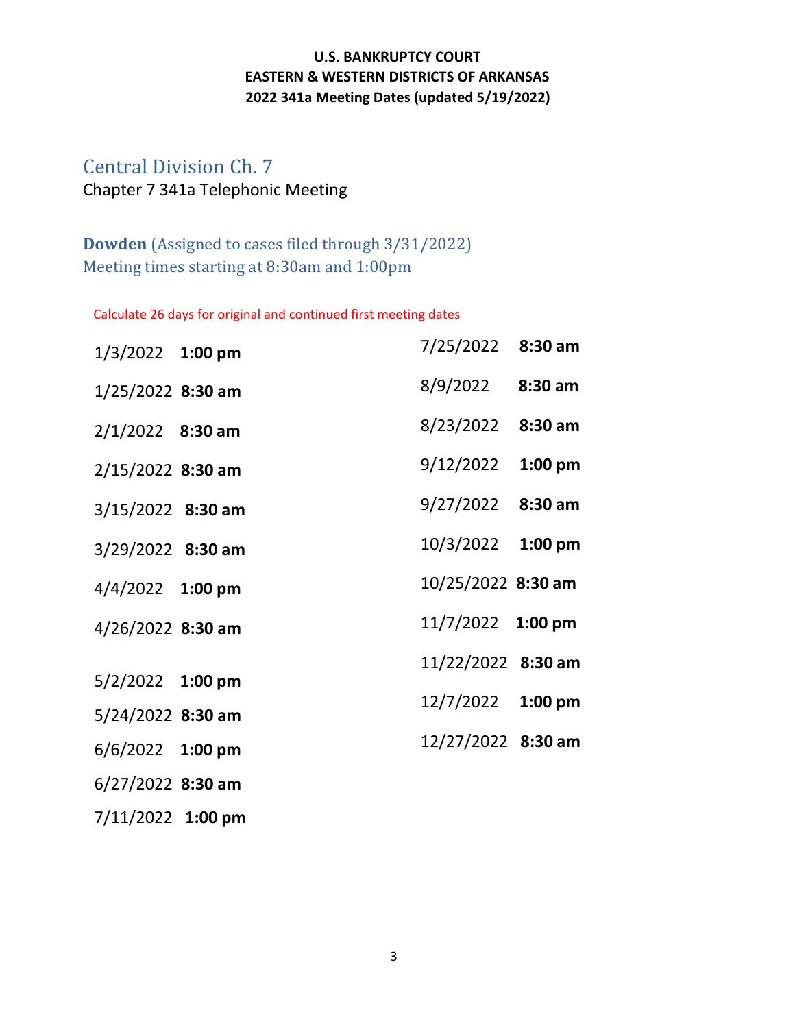**U.S. BANKRUPTCY COURT**
**EASTERN & WESTERN DISTRICTS OF ARKANSAS**
**2022 341a Meeting Dates (updated 5/19/2022)**

## Central Division Ch. 7

Chapter 7 341a Telephonic Meeting

### **Dowden** (Assigned to cases filed through 3/31/2022)

Meeting times starting at 8:30am and 1:00pm

Calculate 26 days for original and continued first meeting dates

1/3/2022 **1:00 pm**

1/25/2022 **8:30 am**

2/1/2022 **8:30 am**

2/15/2022 **8:30 am**

3/15/2022 **8:30 am**

3/29/2022 **8:30 am**

4/4/2022 **1:00 pm**

4/26/2022 **8:30 am**

5/2/2022 **1:00 pm**

5/24/2022 **8:30 am**

6/6/2022 **1:00 pm**

6/27/2022 **8:30 am**

7/11/2022 **1:00 pm**

7/25/2022 **8:30 am**

8/9/2022 **8:30 am**

8/23/2022 **8:30 am**

9/12/2022 **1:00 pm**

9/27/2022 **8:30 am**

10/3/2022 **1:00 pm**

10/25/2022 **8:30 am**

11/7/2022 **1:00 pm**

11/22/2022 **8:30 am**

12/7/2022 **1:00 pm**

12/27/2022 **8:30 am**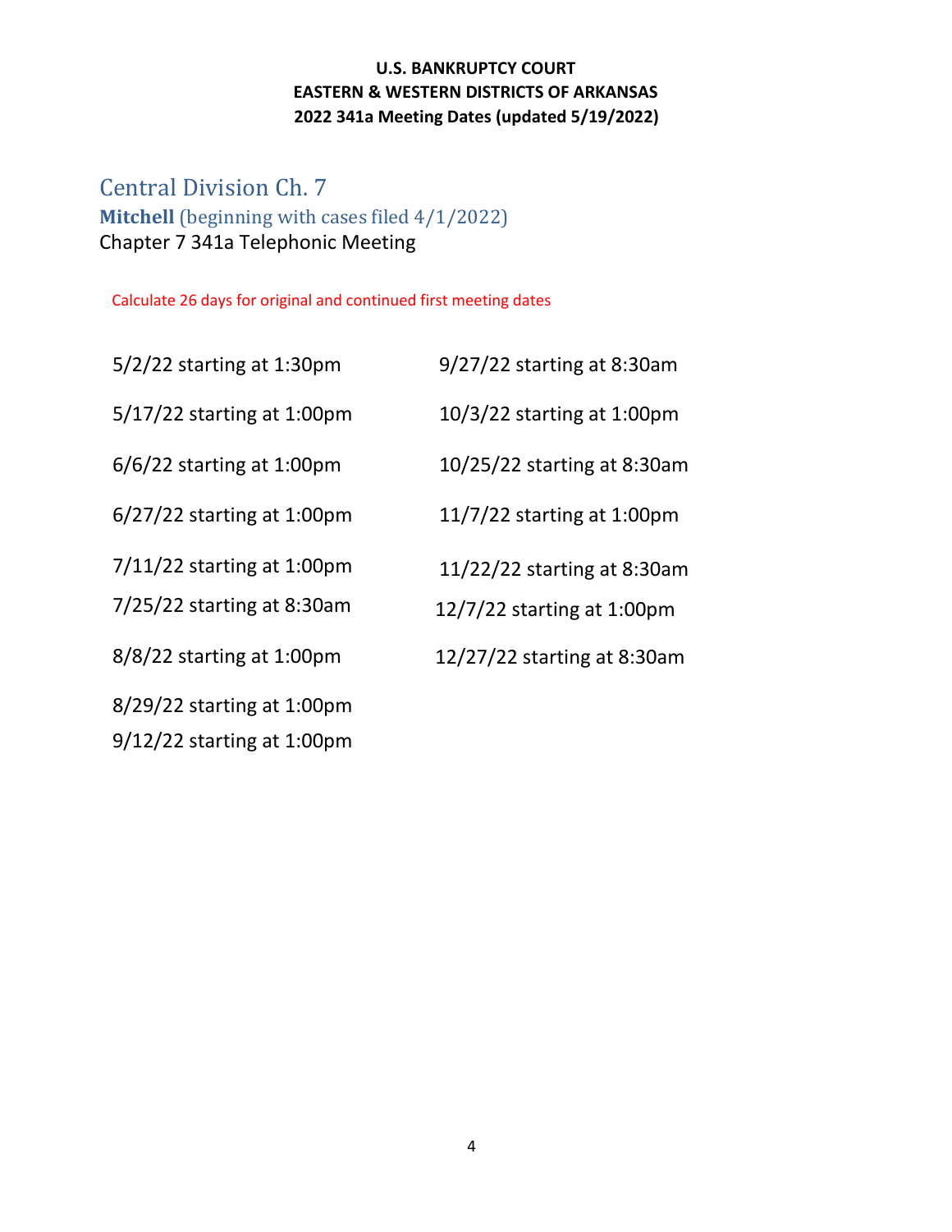**U.S. BANKRUPTCY COURT**
**EASTERN & WESTERN DISTRICTS OF ARKANSAS**
**2022 341a Meeting Dates (updated 5/19/2022)**

# Central Division Ch. 7

## **Mitchell** (beginning with cases filed 4/1/2022)

Chapter 7 341a Telephonic Meeting

Calculate 26 days for original and continued first meeting dates

5/2/22 starting at 1:30pm

5/17/22 starting at 1:00pm

6/6/22 starting at 1:00pm

6/27/22 starting at 1:00pm

7/11/22 starting at 1:00pm

7/25/22 starting at 8:30am

8/8/22 starting at 1:00pm

8/29/22 starting at 1:00pm

9/12/22 starting at 1:00pm

9/27/22 starting at 8:30am

10/3/22 starting at 1:00pm

10/25/22 starting at 8:30am

11/7/22 starting at 1:00pm

11/22/22 starting at 8:30am

12/7/22 starting at 1:00pm

12/27/22 starting at 8:30am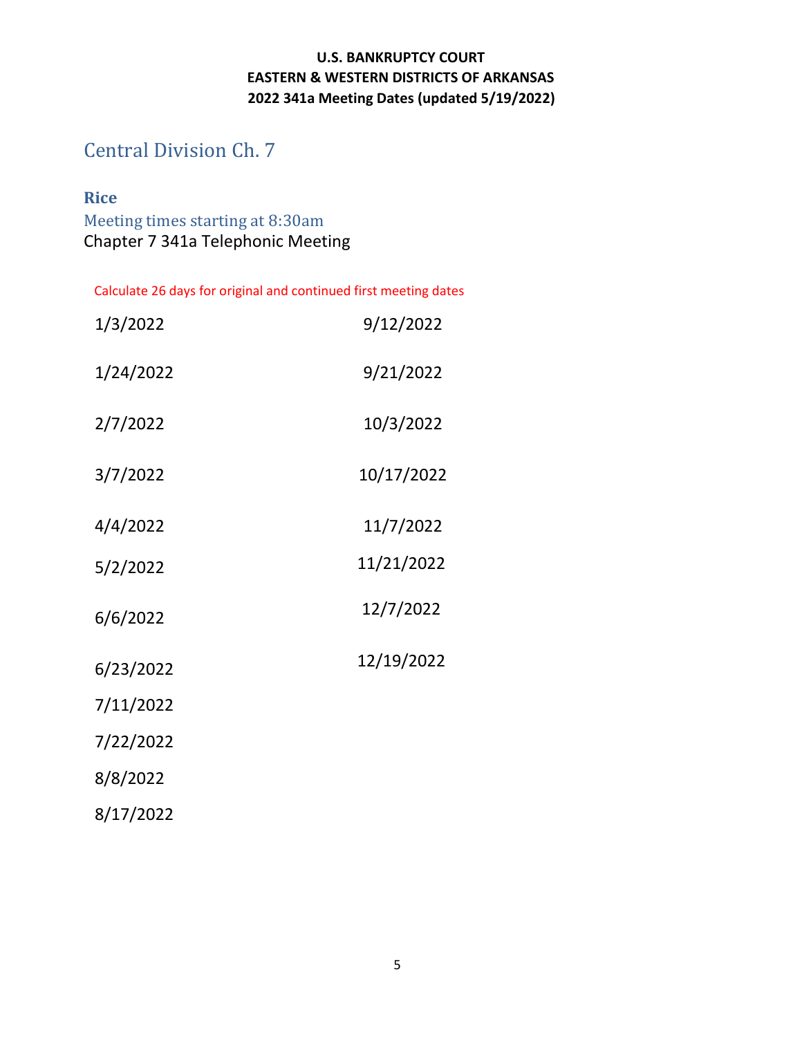**U.S. BANKRUPTCY COURT**
**EASTERN & WESTERN DISTRICTS OF ARKANSAS**
**2022 341a Meeting Dates (updated 5/19/2022)**

# Central Division Ch. 7

## Rice

### Meeting times starting at 8:30am

Chapter 7 341a Telephonic Meeting

Calculate 26 days for original and continued first meeting dates

1/3/2022

1/24/2022

2/7/2022

3/7/2022

4/4/2022

5/2/2022

6/6/2022

6/23/2022

7/11/2022

7/22/2022

8/8/2022

8/17/2022

9/12/2022

9/21/2022

10/3/2022

10/17/2022

11/7/2022

11/21/2022

12/7/2022

12/19/2022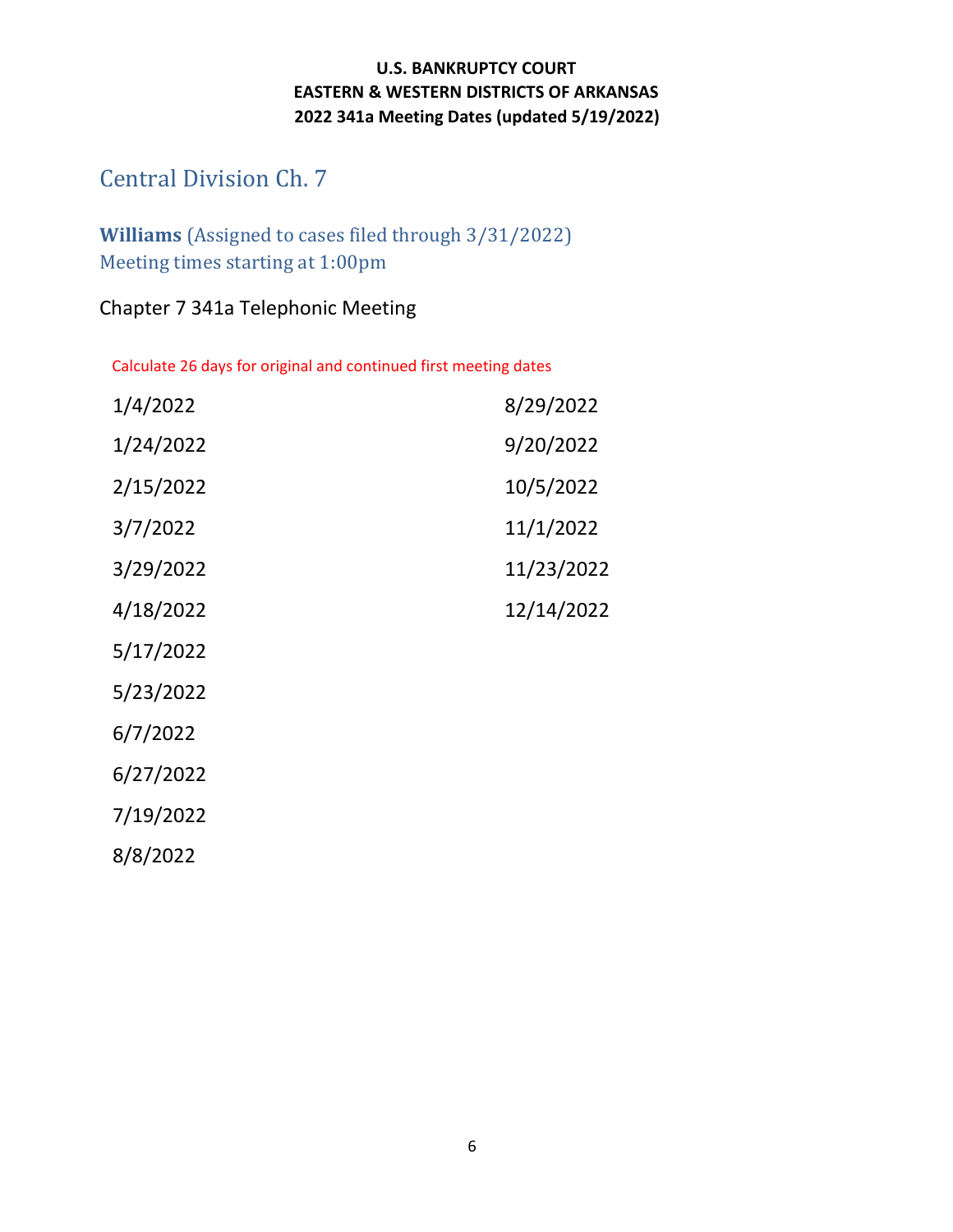**U.S. BANKRUPTCY COURT**
**EASTERN & WESTERN DISTRICTS OF ARKANSAS**
**2022 341a Meeting Dates (updated 5/19/2022)**

# Central Division Ch. 7

## **Williams** (Assigned to cases filed through 3/31/2022)
Meeting times starting at 1:00pm

### Chapter 7 341a Telephonic Meeting

Calculate 26 days for original and continued first meeting dates

1/4/2022
1/24/2022
2/15/2022
3/7/2022
3/29/2022
4/18/2022
5/17/2022
5/23/2022
6/7/2022
6/27/2022
7/19/2022
8/8/2022
8/29/2022
9/20/2022
10/5/2022
11/1/2022
11/23/2022
12/14/2022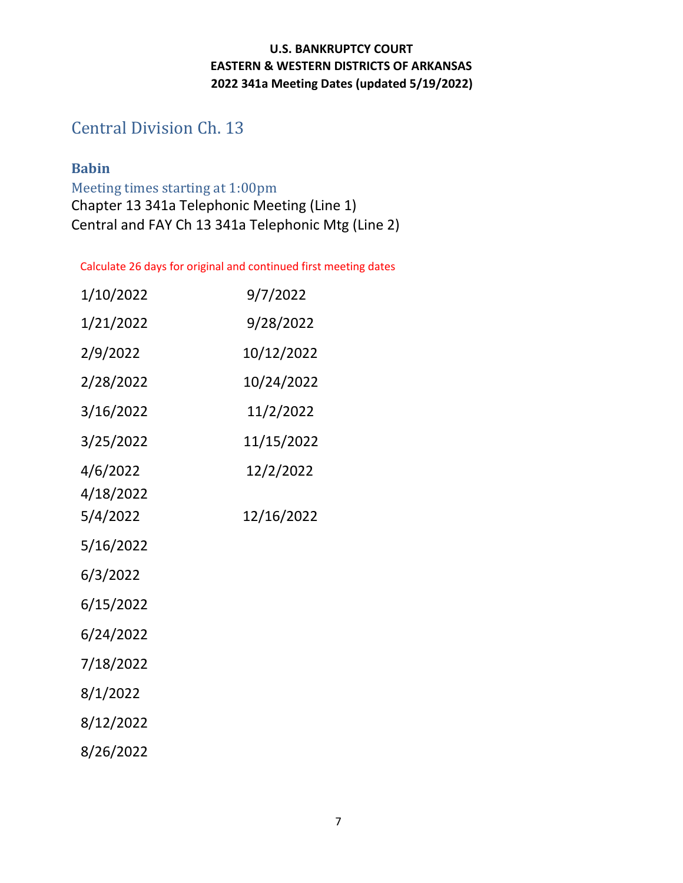**U.S. BANKRUPTCY COURT**
**EASTERN & WESTERN DISTRICTS OF ARKANSAS**
**2022 341a Meeting Dates (updated 5/19/2022)**

# Central Division Ch. 13

## Babin

### Meeting times starting at 1:00pm

Chapter 13 341a Telephonic Meeting (Line 1)
Central and FAY Ch 13 341a Telephonic Mtg (Line 2)

Calculate 26 days for original and continued first meeting dates

| | |
|---|---|
| 1/10/2022 | 9/7/2022 |
| 1/21/2022 | 9/28/2022 |
| 2/9/2022 | 10/12/2022 |
| 2/28/2022 | 10/24/2022 |
| 3/16/2022 | 11/2/2022 |
| 3/25/2022 | 11/15/2022 |
| 4/6/2022 | 12/2/2022 |
| 4/18/2022 | |
| 5/4/2022 | 12/16/2022 |
| 5/16/2022 | |
| 6/3/2022 | |
| 6/15/2022 | |
| 6/24/2022 | |
| 7/18/2022 | |
| 8/1/2022 | |
| 8/12/2022 | |
| 8/26/2022 | |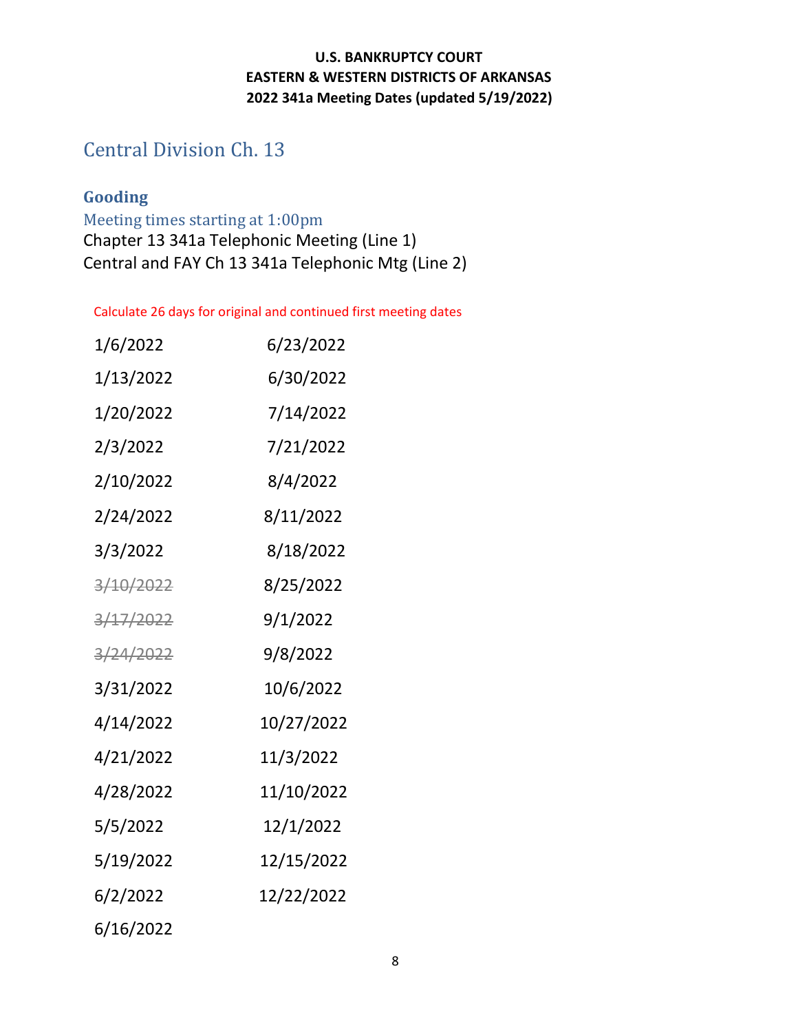**U.S. BANKRUPTCY COURT**
**EASTERN & WESTERN DISTRICTS OF ARKANSAS**
**2022 341a Meeting Dates (updated 5/19/2022)**

## Central Division Ch. 13

### Gooding

Meeting times starting at 1:00pm

Chapter 13 341a Telephonic Meeting (Line 1)
Central and FAY Ch 13 341a Telephonic Mtg (Line 2)

Calculate 26 days for original and continued first meeting dates

| | |
|---|---|
| 1/6/2022 | 6/23/2022 |
| 1/13/2022 | 6/30/2022 |
| 1/20/2022 | 7/14/2022 |
| 2/3/2022 | 7/21/2022 |
| 2/10/2022 | 8/4/2022 |
| 2/24/2022 | 8/11/2022 |
| 3/3/2022 | 8/18/2022 |
| ~~3/10/2022~~ | 8/25/2022 |
| ~~3/17/2022~~ | 9/1/2022 |
| ~~3/24/2022~~ | 9/8/2022 |
| 3/31/2022 | 10/6/2022 |
| 4/14/2022 | 10/27/2022 |
| 4/21/2022 | 11/3/2022 |
| 4/28/2022 | 11/10/2022 |
| 5/5/2022 | 12/1/2022 |
| 5/19/2022 | 12/15/2022 |
| 6/2/2022 | 12/22/2022 |
| 6/16/2022 | |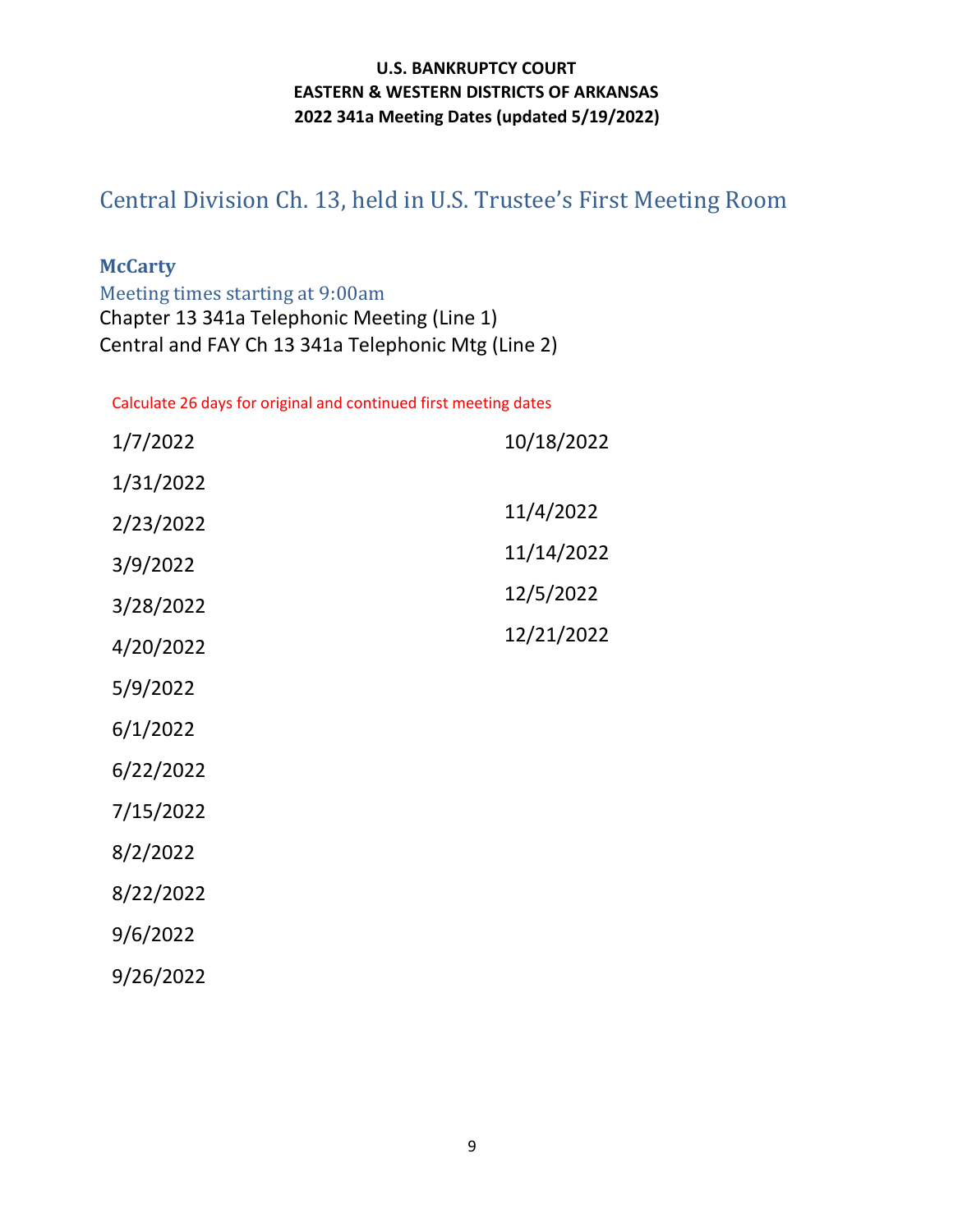**U.S. BANKRUPTCY COURT**
**EASTERN & WESTERN DISTRICTS OF ARKANSAS**
**2022 341a Meeting Dates (updated 5/19/2022)**

## Central Division Ch. 13, held in U.S. Trustee's First Meeting Room

### McCarty

Meeting times starting at 9:00am

Chapter 13 341a Telephonic Meeting (Line 1)
Central and FAY Ch 13 341a Telephonic Mtg (Line 2)

Calculate 26 days for original and continued first meeting dates

1/7/2022

1/31/2022

2/23/2022

3/9/2022

3/28/2022

4/20/2022

5/9/2022

6/1/2022

6/22/2022

7/15/2022

8/2/2022

8/22/2022

9/6/2022

9/26/2022

10/18/2022

11/4/2022

11/14/2022

12/5/2022

12/21/2022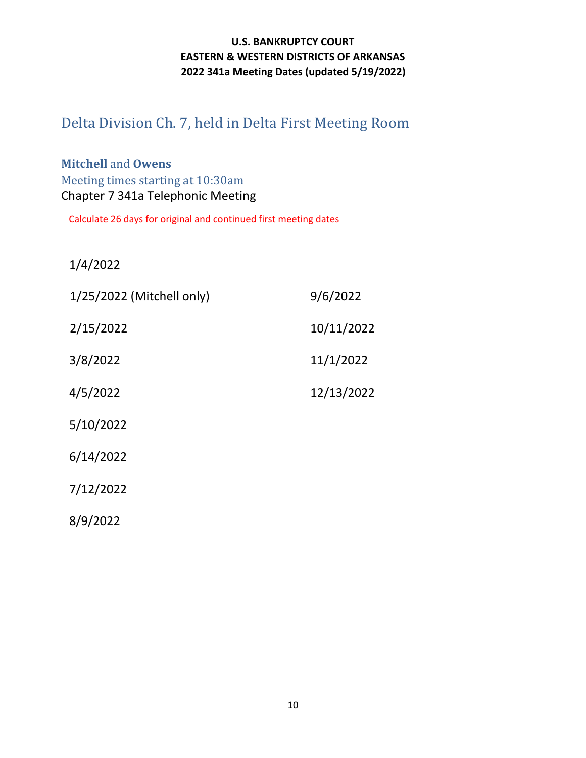**U.S. BANKRUPTCY COURT**
**EASTERN & WESTERN DISTRICTS OF ARKANSAS**
**2022 341a Meeting Dates (updated 5/19/2022)**

# Delta Division Ch. 7, held in Delta First Meeting Room

### **Mitchell** and **Owens**

Meeting times starting at 10:30am

Chapter 7 341a Telephonic Meeting

Calculate 26 days for original and continued first meeting dates

1/4/2022

1/25/2022 (Mitchell only)

2/15/2022

3/8/2022

4/5/2022

5/10/2022

6/14/2022

7/12/2022

8/9/2022

9/6/2022

10/11/2022

11/1/2022

12/13/2022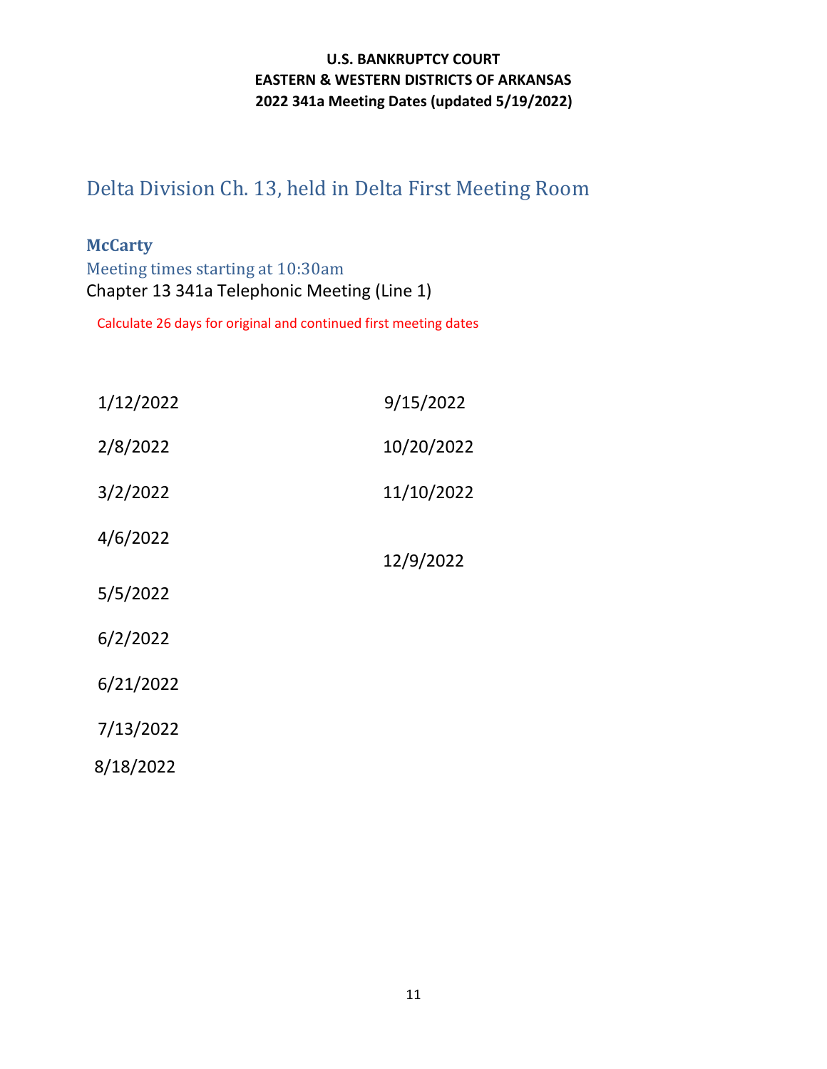**U.S. BANKRUPTCY COURT**
**EASTERN & WESTERN DISTRICTS OF ARKANSAS**
**2022 341a Meeting Dates (updated 5/19/2022)**

## Delta Division Ch. 13, held in Delta First Meeting Room

### McCarty

Meeting times starting at 10:30am

Chapter 13 341a Telephonic Meeting (Line 1)

Calculate 26 days for original and continued first meeting dates

1/12/2022

2/8/2022

3/2/2022

4/6/2022

5/5/2022

6/2/2022

6/21/2022

7/13/2022

8/18/2022

9/15/2022

10/20/2022

11/10/2022

12/9/2022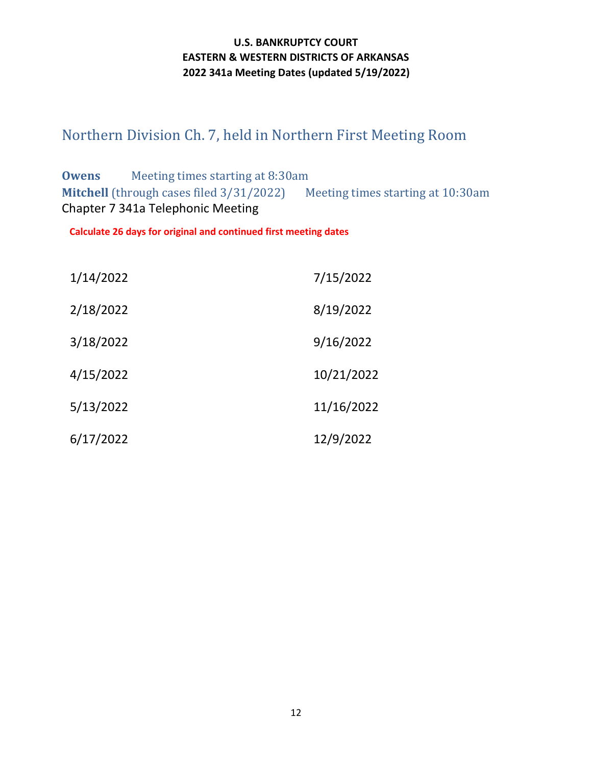**U.S. BANKRUPTCY COURT**
**EASTERN & WESTERN DISTRICTS OF ARKANSAS**
**2022 341a Meeting Dates (updated 5/19/2022)**

## Northern Division Ch. 7, held in Northern First Meeting Room

**Owens** Meeting times starting at 8:30am
**Mitchell** (through cases filed 3/31/2022) Meeting times starting at 10:30am
Chapter 7 341a Telephonic Meeting

**Calculate 26 days for original and continued first meeting dates**

| | |
|---|---|
| 1/14/2022 | 7/15/2022 |
| 2/18/2022 | 8/19/2022 |
| 3/18/2022 | 9/16/2022 |
| 4/15/2022 | 10/21/2022 |
| 5/13/2022 | 11/16/2022 |
| 6/17/2022 | 12/9/2022 |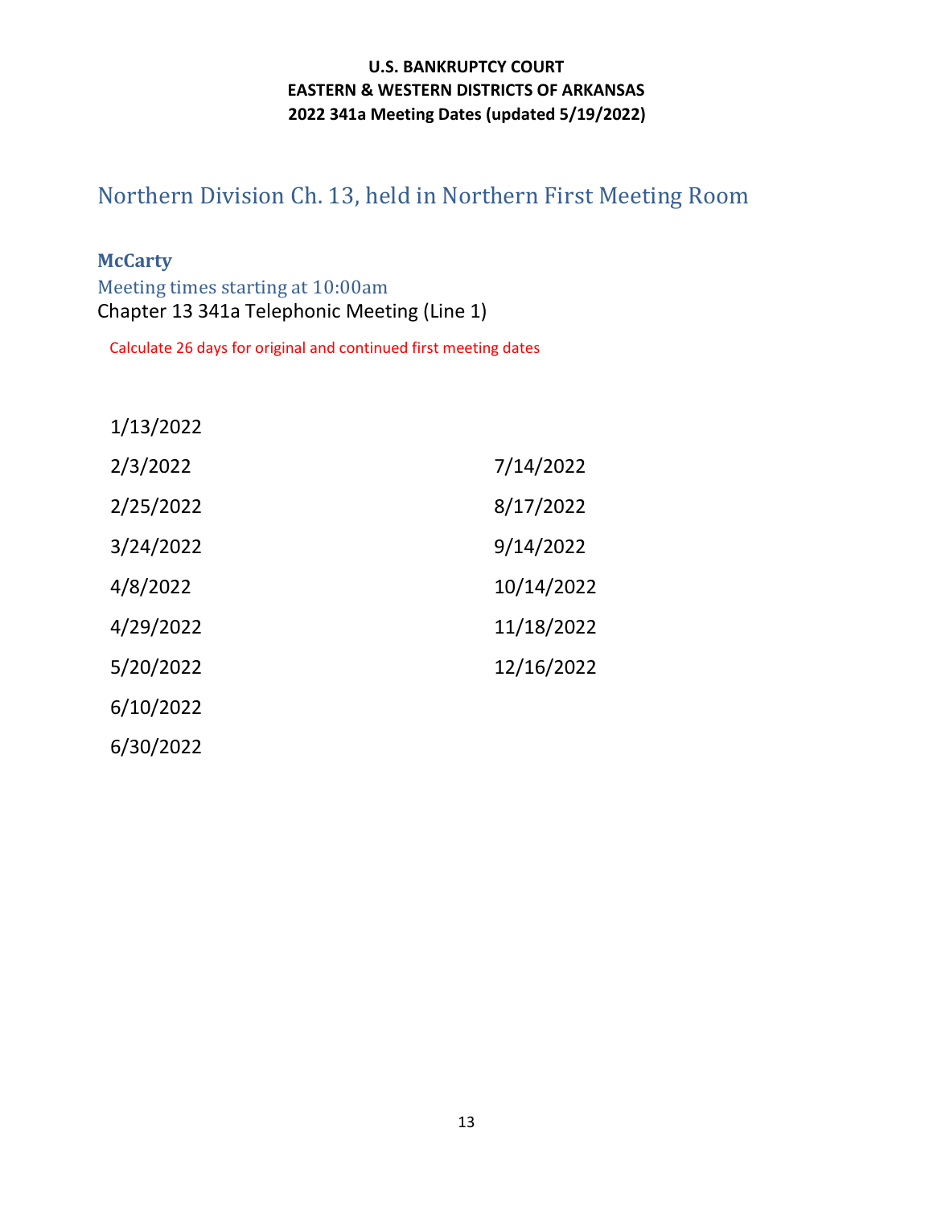**U.S. BANKRUPTCY COURT**
**EASTERN & WESTERN DISTRICTS OF ARKANSAS**
**2022 341a Meeting Dates (updated 5/19/2022)**

# Northern Division Ch. 13, held in Northern First Meeting Room

## McCarty

### Meeting times starting at 10:00am

Chapter 13 341a Telephonic Meeting (Line 1)

Calculate 26 days for original and continued first meeting dates

1/13/2022
2/3/2022
2/25/2022
3/24/2022
4/8/2022
4/29/2022
5/20/2022
6/10/2022
6/30/2022
7/14/2022
8/17/2022
9/14/2022
10/14/2022
11/18/2022
12/16/2022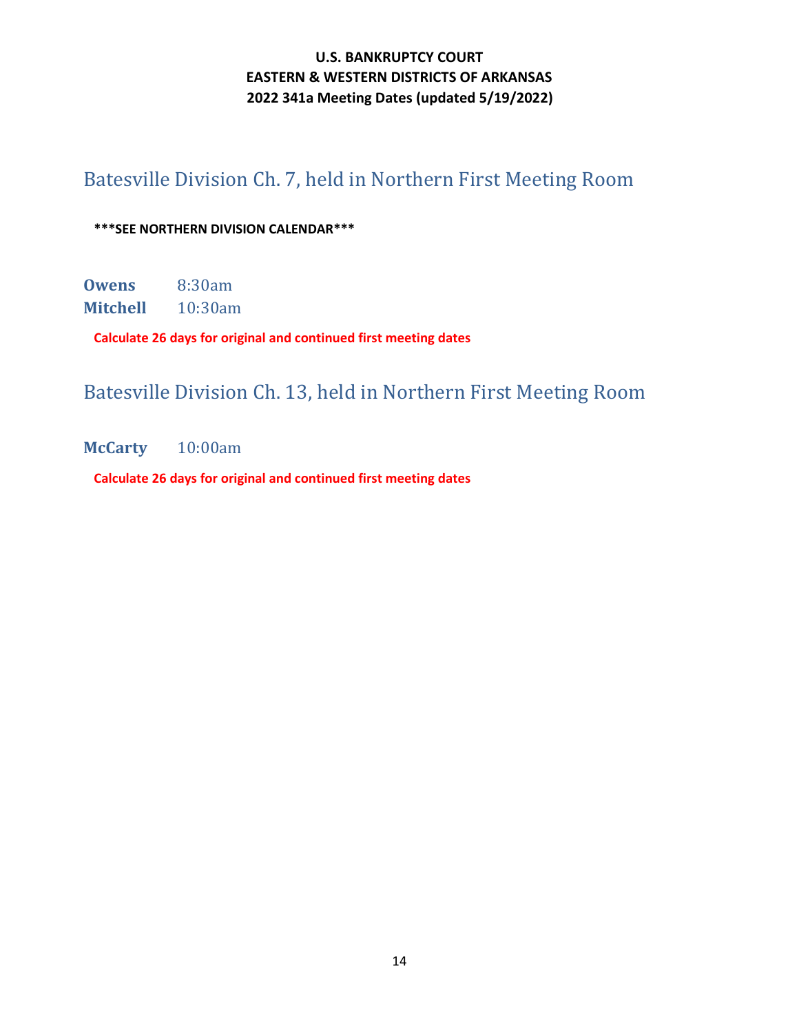**U.S. BANKRUPTCY COURT**
**EASTERN & WESTERN DISTRICTS OF ARKANSAS**
**2022 341a Meeting Dates (updated 5/19/2022)**

## Batesville Division Ch. 7, held in Northern First Meeting Room

**\*\*\*SEE NORTHERN DIVISION CALENDAR\*\*\***

**Owens** 8:30am
**Mitchell** 10:30am

**Calculate 26 days for original and continued first meeting dates**

## Batesville Division Ch. 13, held in Northern First Meeting Room

**McCarty** 10:00am

**Calculate 26 days for original and continued first meeting dates**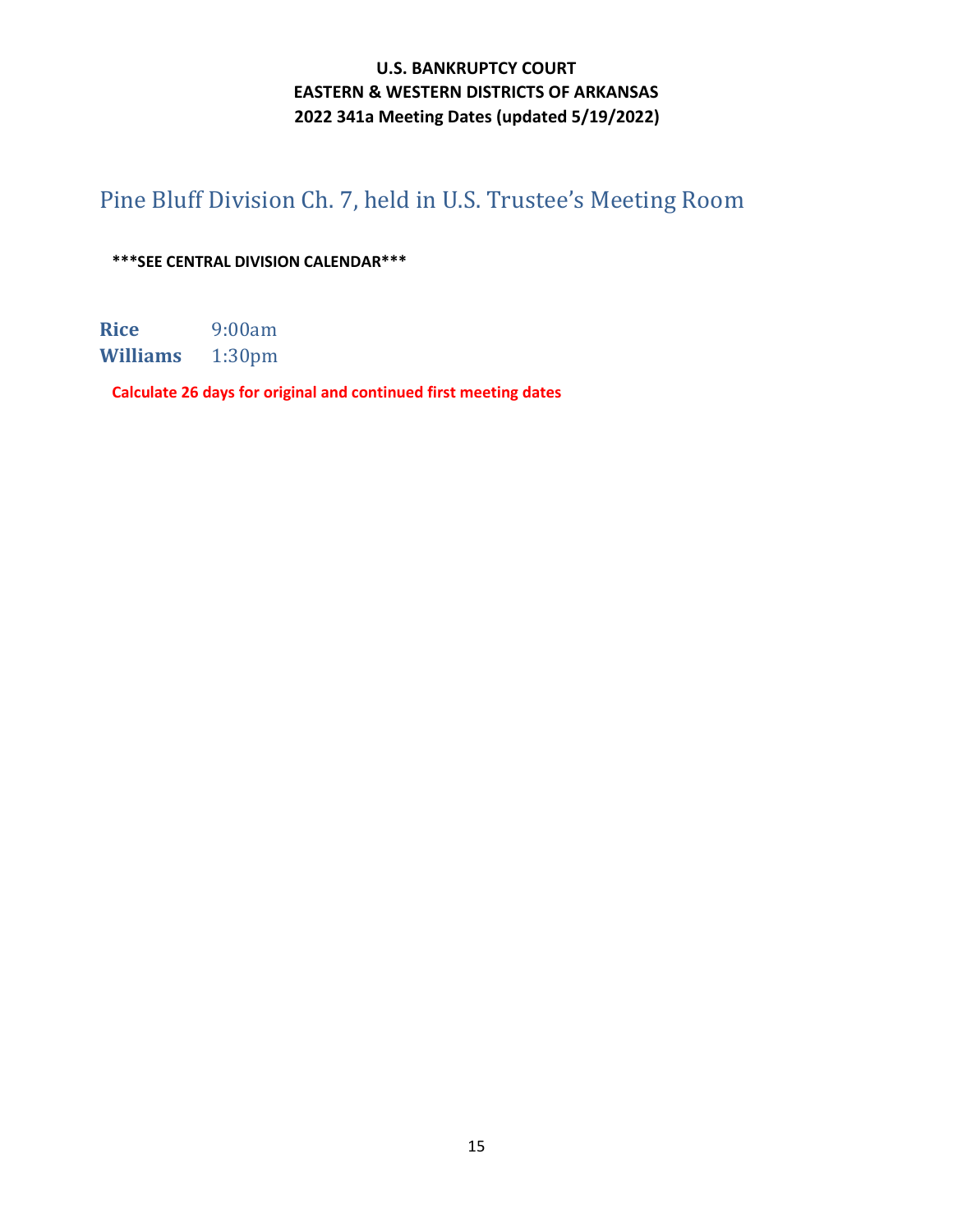**U.S. BANKRUPTCY COURT**
**EASTERN & WESTERN DISTRICTS OF ARKANSAS**
**2022 341a Meeting Dates (updated 5/19/2022)**

## Pine Bluff Division Ch. 7, held in U.S. Trustee's Meeting Room

**\*\*\*SEE CENTRAL DIVISION CALENDAR\*\*\***

**Rice** 9:00am
**Williams** 1:30pm

**Calculate 26 days for original and continued first meeting dates**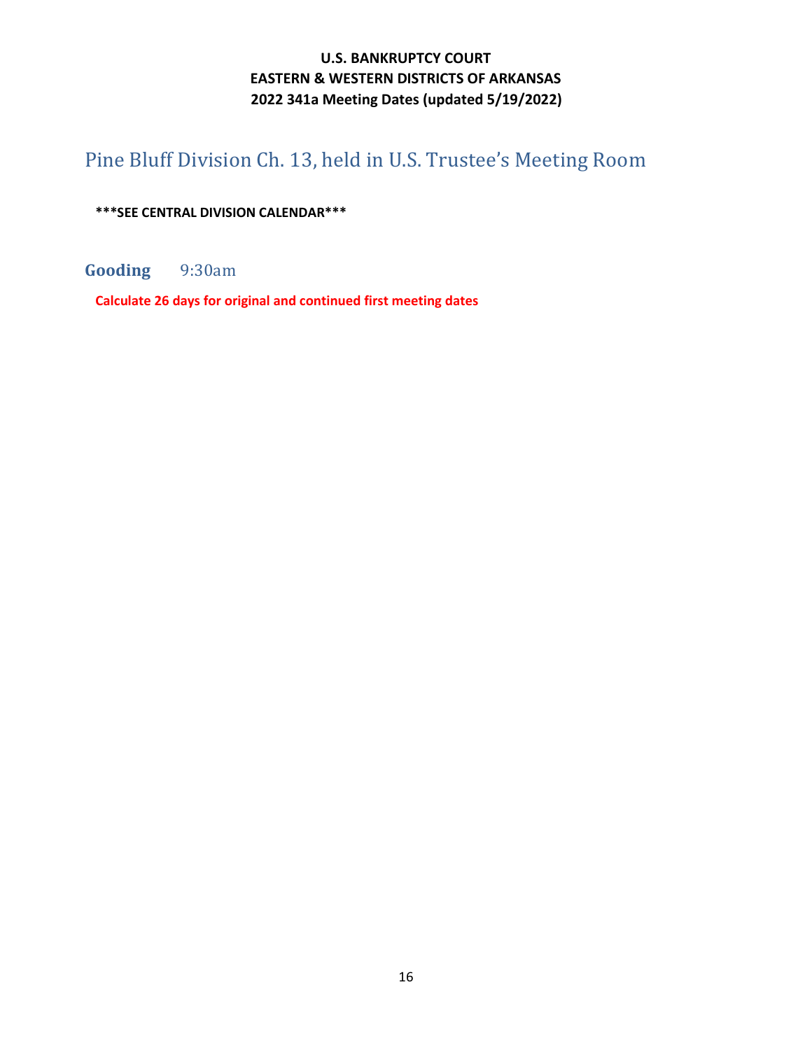**U.S. BANKRUPTCY COURT**
**EASTERN & WESTERN DISTRICTS OF ARKANSAS**
**2022 341a Meeting Dates (updated 5/19/2022)**

# Pine Bluff Division Ch. 13, held in U.S. Trustee's Meeting Room

**\*\*\*SEE CENTRAL DIVISION CALENDAR\*\*\***

## **Gooding** 9:30am

**Calculate 26 days for original and continued first meeting dates**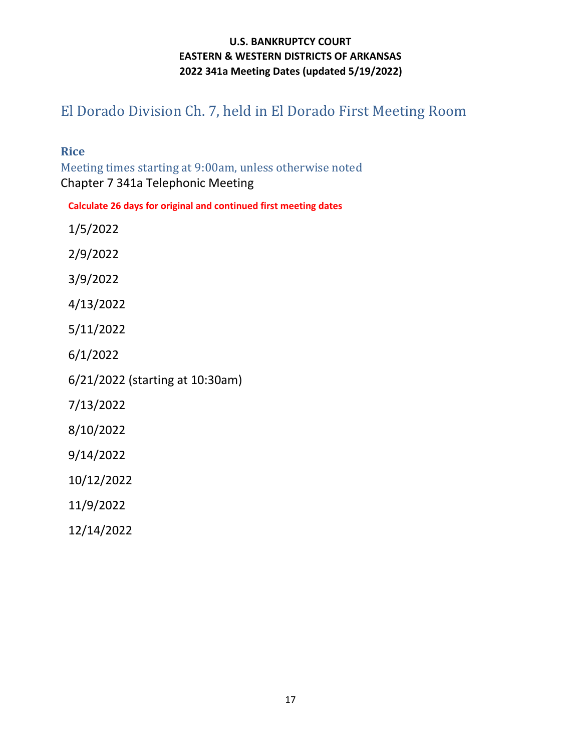**U.S. BANKRUPTCY COURT**
**EASTERN & WESTERN DISTRICTS OF ARKANSAS**
**2022 341a Meeting Dates (updated 5/19/2022)**

# El Dorado Division Ch. 7, held in El Dorado First Meeting Room

## Rice

Meeting times starting at 9:00am, unless otherwise noted

Chapter 7 341a Telephonic Meeting

**Calculate 26 days for original and continued first meeting dates**

1/5/2022

2/9/2022

3/9/2022

4/13/2022

5/11/2022

6/1/2022

6/21/2022 (starting at 10:30am)

7/13/2022

8/10/2022

9/14/2022

10/12/2022

11/9/2022

12/14/2022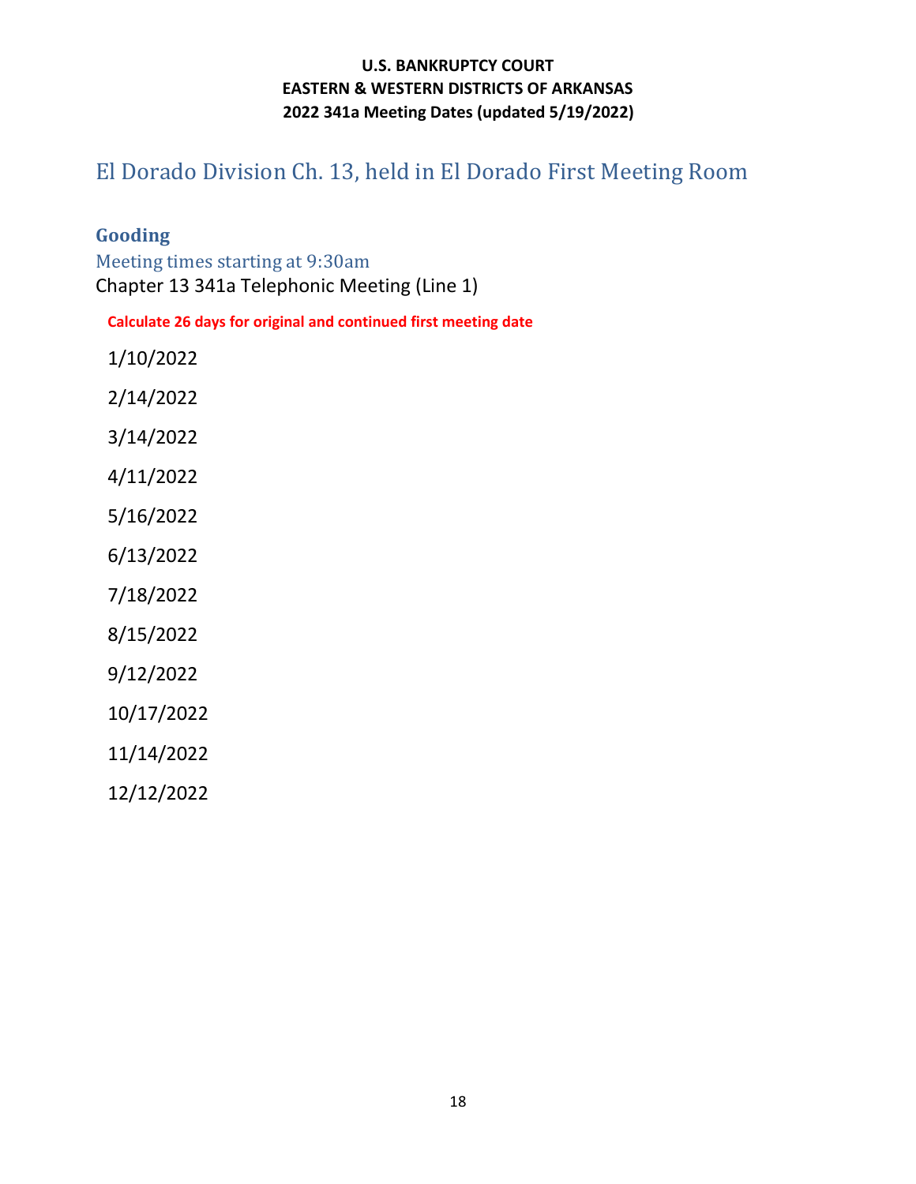**U.S. BANKRUPTCY COURT**
**EASTERN & WESTERN DISTRICTS OF ARKANSAS**
**2022 341a Meeting Dates (updated 5/19/2022)**

# El Dorado Division Ch. 13, held in El Dorado First Meeting Room

## Gooding

### Meeting times starting at 9:30am

Chapter 13 341a Telephonic Meeting (Line 1)

**Calculate 26 days for original and continued first meeting date**

1/10/2022

2/14/2022

3/14/2022

4/11/2022

5/16/2022

6/13/2022

7/18/2022

8/15/2022

9/12/2022

10/17/2022

11/14/2022

12/12/2022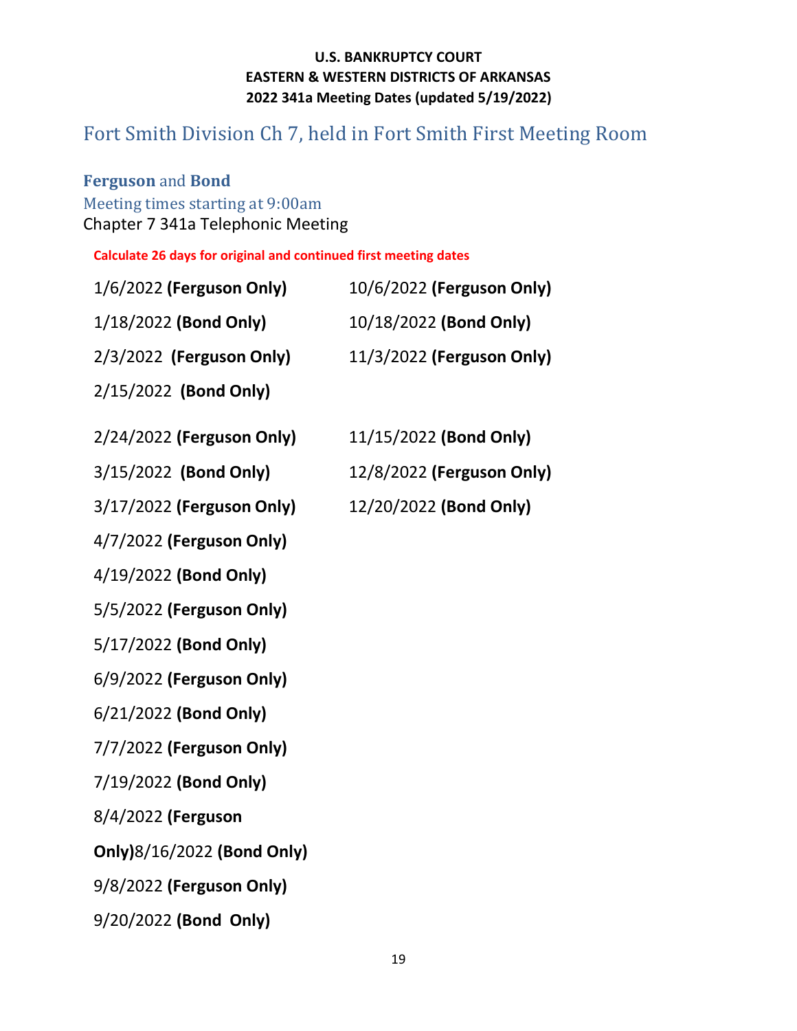**U.S. BANKRUPTCY COURT**
**EASTERN & WESTERN DISTRICTS OF ARKANSAS**
**2022 341a Meeting Dates (updated 5/19/2022)**

## Fort Smith Division Ch 7, held in Fort Smith First Meeting Room

### **Ferguson** and **Bond**

Meeting times starting at 9:00am

Chapter 7 341a Telephonic Meeting

**Calculate 26 days for original and continued first meeting dates**

1/6/2022 **(Ferguson Only)**

1/18/2022 **(Bond Only)**

2/3/2022 **(Ferguson Only)**

2/15/2022 **(Bond Only)**

2/24/2022 **(Ferguson Only)**

3/15/2022 **(Bond Only)**

3/17/2022 **(Ferguson Only)**

4/7/2022 **(Ferguson Only)**

4/19/2022 **(Bond Only)**

5/5/2022 **(Ferguson Only)**

5/17/2022 **(Bond Only)**

6/9/2022 **(Ferguson Only)**

6/21/2022 **(Bond Only)**

7/7/2022 **(Ferguson Only)**

7/19/2022 **(Bond Only)**

8/4/2022 **(Ferguson Only)**

8/16/2022 **(Bond Only)**

9/8/2022 **(Ferguson Only)**

9/20/2022 **(Bond Only)**

10/6/2022 **(Ferguson Only)**

10/18/2022 **(Bond Only)**

11/3/2022 **(Ferguson Only)**

11/15/2022 **(Bond Only)**

12/8/2022 **(Ferguson Only)**

12/20/2022 **(Bond Only)**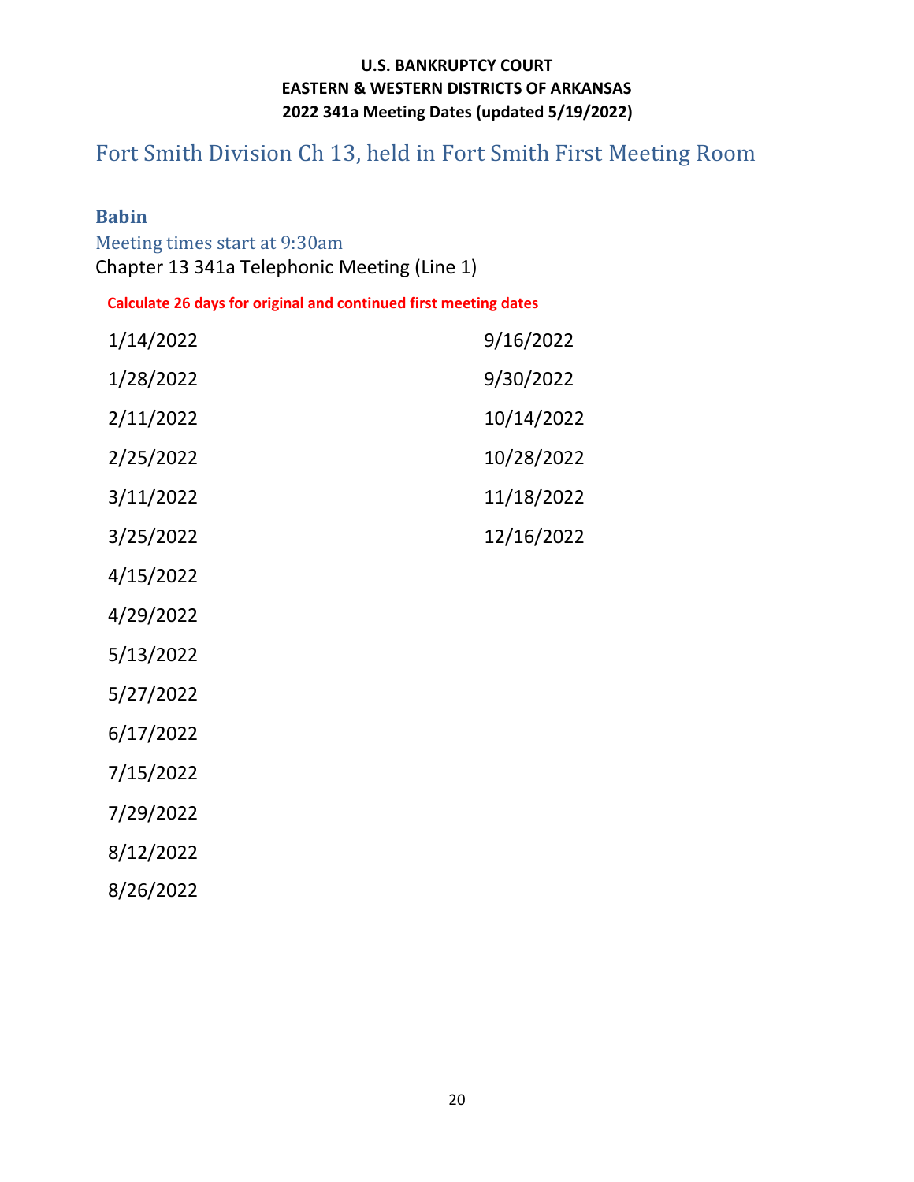**U.S. BANKRUPTCY COURT**
**EASTERN & WESTERN DISTRICTS OF ARKANSAS**
**2022 341a Meeting Dates (updated 5/19/2022)**

# Fort Smith Division Ch 13, held in Fort Smith First Meeting Room

## Babin

### Meeting times start at 9:30am

Chapter 13 341a Telephonic Meeting (Line 1)

**Calculate 26 days for original and continued first meeting dates**

1/14/2022

1/28/2022

2/11/2022

2/25/2022

3/11/2022

3/25/2022

4/15/2022

4/29/2022

5/13/2022

5/27/2022

6/17/2022

7/15/2022

7/29/2022

8/12/2022

8/26/2022

9/16/2022

9/30/2022

10/14/2022

10/28/2022

11/18/2022

12/16/2022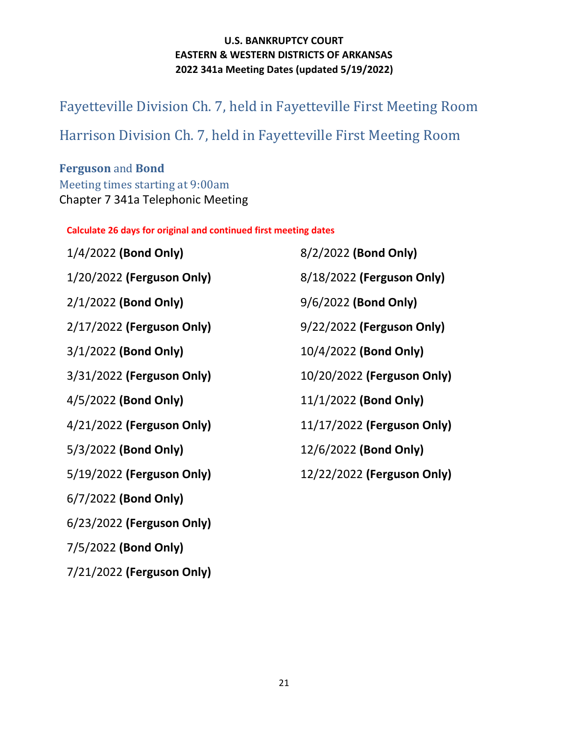**U.S. BANKRUPTCY COURT**
**EASTERN & WESTERN DISTRICTS OF ARKANSAS**
**2022 341a Meeting Dates (updated 5/19/2022)**

## Fayetteville Division Ch. 7, held in Fayetteville First Meeting Room

## Harrison Division Ch. 7, held in Fayetteville First Meeting Room

### **Ferguson** and **Bond**

Meeting times starting at 9:00am

Chapter 7 341a Telephonic Meeting

**Calculate 26 days for original and continued first meeting dates**

1/4/2022 **(Bond Only)**

1/20/2022 **(Ferguson Only)**

2/1/2022 **(Bond Only)**

2/17/2022 **(Ferguson Only)**

3/1/2022 **(Bond Only)**

3/31/2022 **(Ferguson Only)**

4/5/2022 **(Bond Only)**

4/21/2022 **(Ferguson Only)**

5/3/2022 **(Bond Only)**

5/19/2022 **(Ferguson Only)**

6/7/2022 **(Bond Only)**

6/23/2022 **(Ferguson Only)**

7/5/2022 **(Bond Only)**

7/21/2022 **(Ferguson Only)**

8/2/2022 **(Bond Only)**

8/18/2022 **(Ferguson Only)**

9/6/2022 **(Bond Only)**

9/22/2022 **(Ferguson Only)**

10/4/2022 **(Bond Only)**

10/20/2022 **(Ferguson Only)**

11/1/2022 **(Bond Only)**

11/17/2022 **(Ferguson Only)**

12/6/2022 **(Bond Only)**

12/22/2022 **(Ferguson Only)**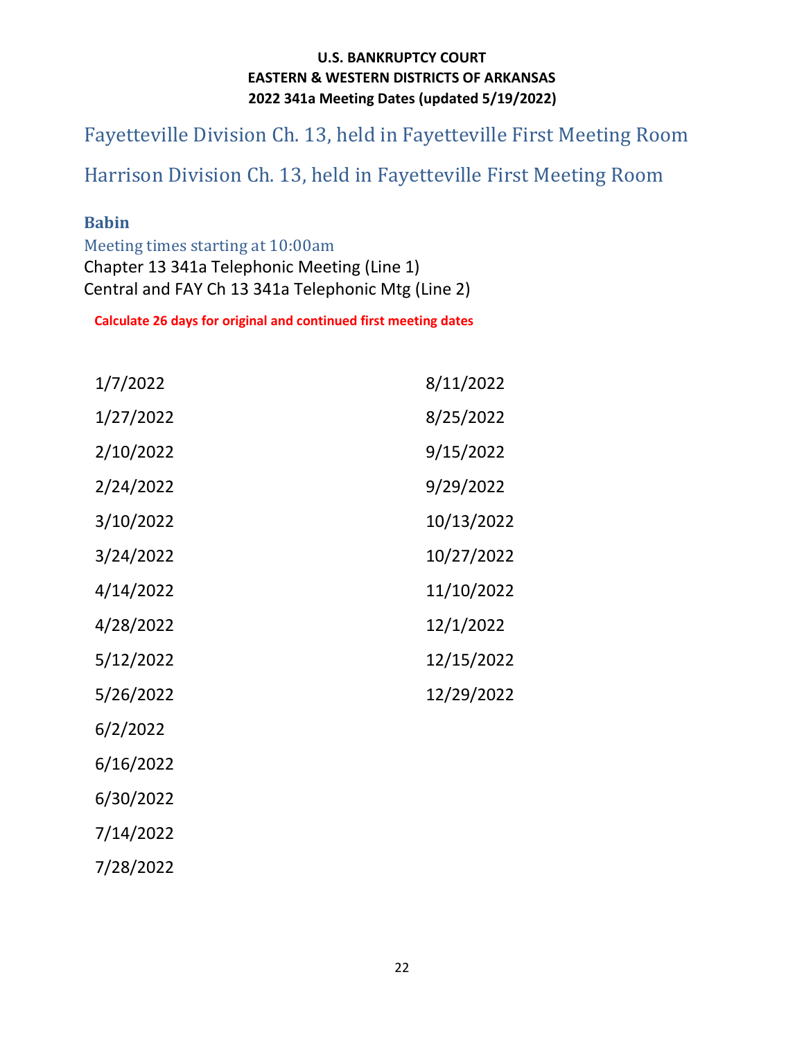**U.S. BANKRUPTCY COURT**
**EASTERN & WESTERN DISTRICTS OF ARKANSAS**
**2022 341a Meeting Dates (updated 5/19/2022)**

## Fayetteville Division Ch. 13, held in Fayetteville First Meeting Room

## Harrison Division Ch. 13, held in Fayetteville First Meeting Room

### Babin

Meeting times starting at 10:00am
Chapter 13 341a Telephonic Meeting (Line 1)
Central and FAY Ch 13 341a Telephonic Mtg (Line 2)

**Calculate 26 days for original and continued first meeting dates**

1/7/2022
1/27/2022
2/10/2022
2/24/2022
3/10/2022
3/24/2022
4/14/2022
4/28/2022
5/12/2022
5/26/2022
6/2/2022
6/16/2022
6/30/2022
7/14/2022
7/28/2022
8/11/2022
8/25/2022
9/15/2022
9/29/2022
10/13/2022
10/27/2022
11/10/2022
12/1/2022
12/15/2022
12/29/2022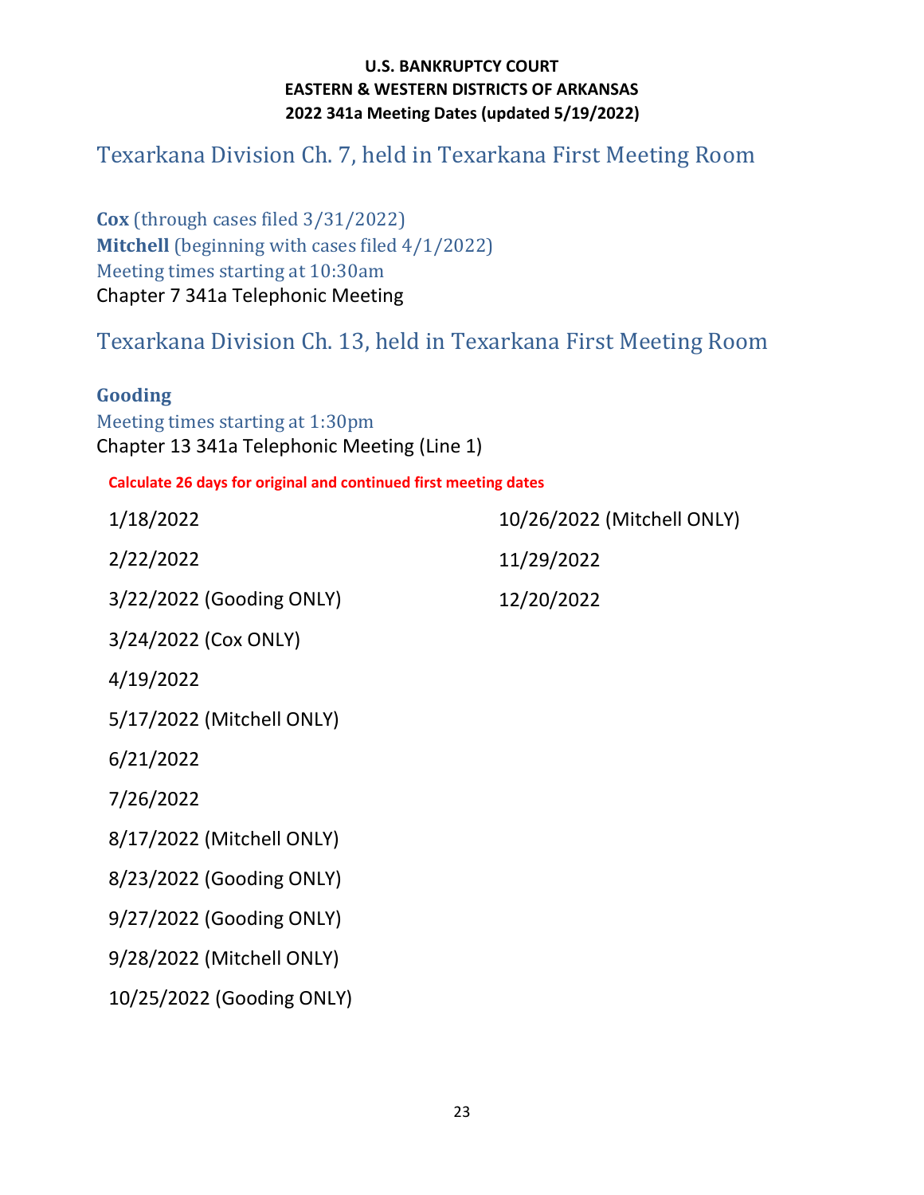**U.S. BANKRUPTCY COURT**
**EASTERN & WESTERN DISTRICTS OF ARKANSAS**
**2022 341a Meeting Dates (updated 5/19/2022)**

## Texarkana Division Ch. 7, held in Texarkana First Meeting Room

**Cox** (through cases filed 3/31/2022)
**Mitchell** (beginning with cases filed 4/1/2022)
Meeting times starting at 10:30am
Chapter 7 341a Telephonic Meeting

## Texarkana Division Ch. 13, held in Texarkana First Meeting Room

**Gooding**
Meeting times starting at 1:30pm
Chapter 13 341a Telephonic Meeting (Line 1)

**Calculate 26 days for original and continued first meeting dates**

1/18/2022

2/22/2022

3/22/2022 (Gooding ONLY)

3/24/2022 (Cox ONLY)

4/19/2022

5/17/2022 (Mitchell ONLY)

6/21/2022

7/26/2022

8/17/2022 (Mitchell ONLY)

8/23/2022 (Gooding ONLY)

9/27/2022 (Gooding ONLY)

9/28/2022 (Mitchell ONLY)

10/25/2022 (Gooding ONLY)

10/26/2022 (Mitchell ONLY)

11/29/2022

12/20/2022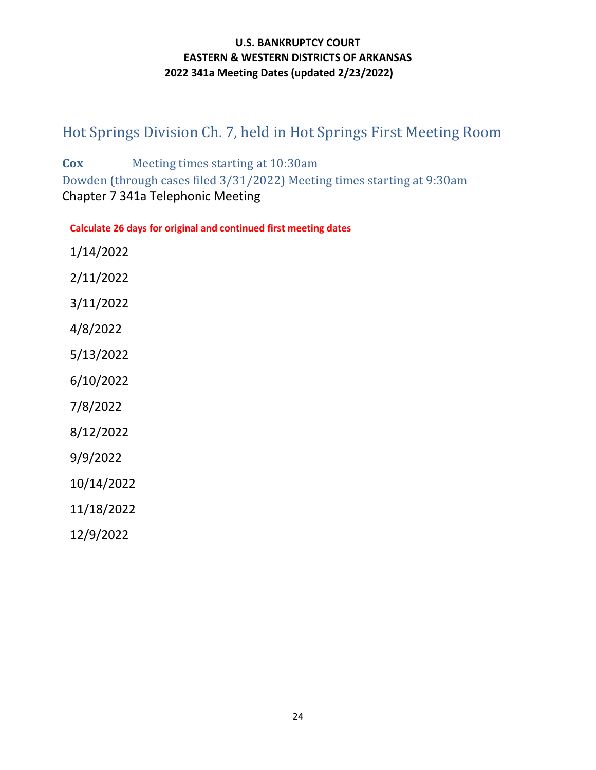**U.S. BANKRUPTCY COURT**
**EASTERN & WESTERN DISTRICTS OF ARKANSAS**
**2022 341a Meeting Dates (updated 2/23/2022)**

## Hot Springs Division Ch. 7, held in Hot Springs First Meeting Room

**Cox** Meeting times starting at 10:30am

Dowden (through cases filed 3/31/2022) Meeting times starting at 9:30am

Chapter 7 341a Telephonic Meeting

**Calculate 26 days for original and continued first meeting dates**

1/14/2022

2/11/2022

3/11/2022

4/8/2022

5/13/2022

6/10/2022

7/8/2022

8/12/2022

9/9/2022

10/14/2022

11/18/2022

12/9/2022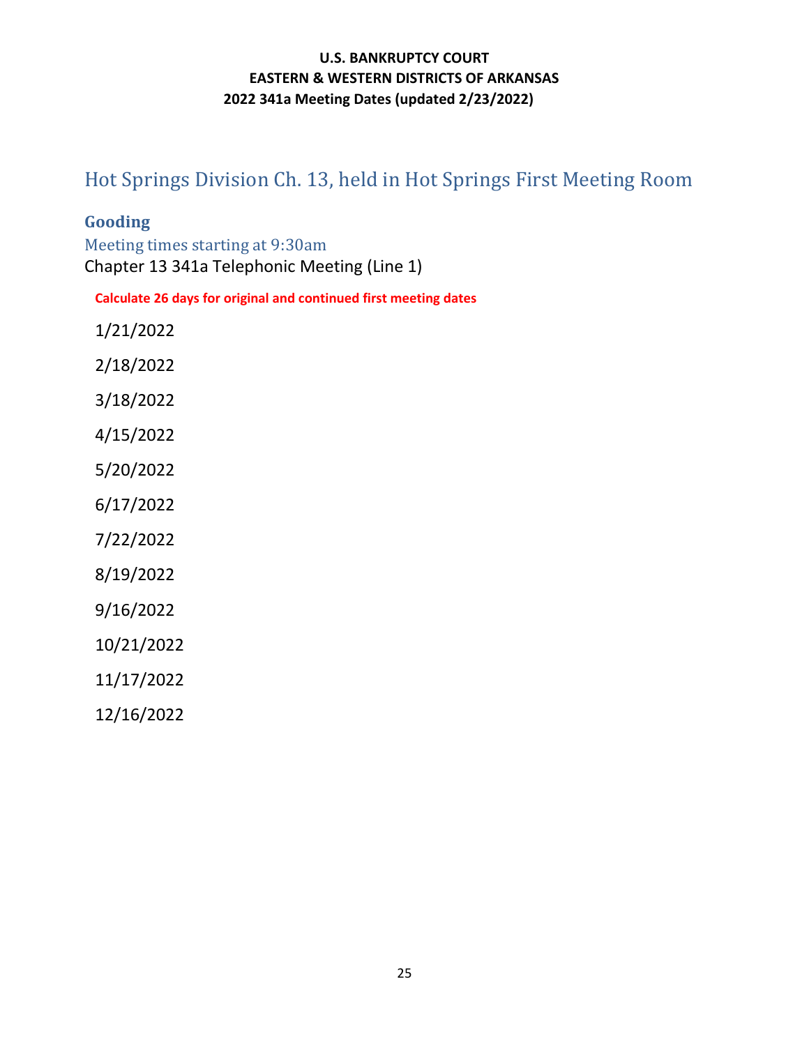**U.S. BANKRUPTCY COURT**
**EASTERN & WESTERN DISTRICTS OF ARKANSAS**
**2022 341a Meeting Dates (updated 2/23/2022)**

# Hot Springs Division Ch. 13, held in Hot Springs First Meeting Room

## Gooding

### Meeting times starting at 9:30am

Chapter 13 341a Telephonic Meeting (Line 1)

**Calculate 26 days for original and continued first meeting dates**

1/21/2022

2/18/2022

3/18/2022

4/15/2022

5/20/2022

6/17/2022

7/22/2022

8/19/2022

9/16/2022

10/21/2022

11/17/2022

12/16/2022